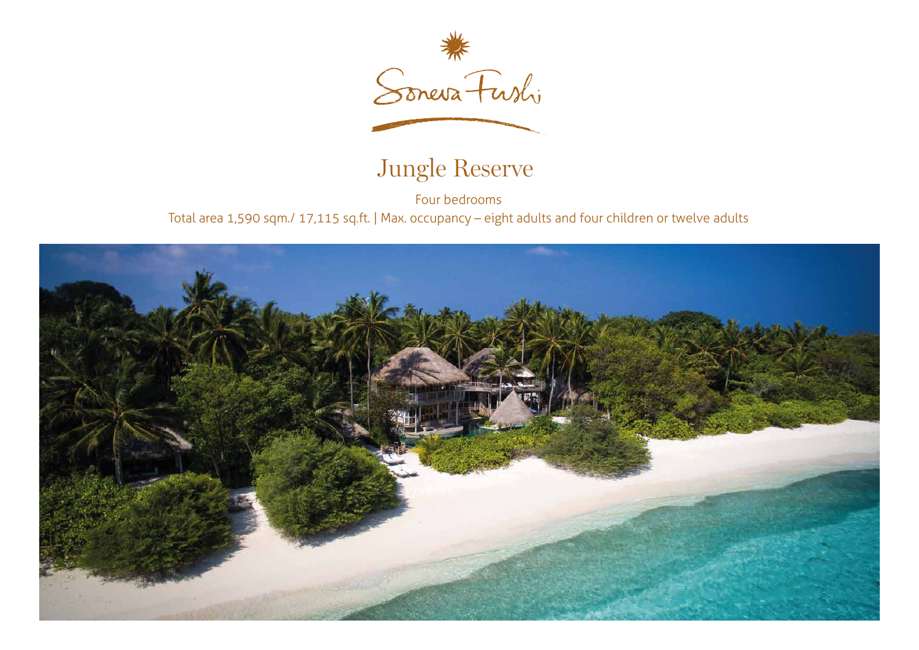Soneva Fushi

# Jungle Reserve

Four bedrooms

Total area 1,590 sqm./ 17,115 sq.ft. | Max. occupancy – eight adults and four children or twelve adults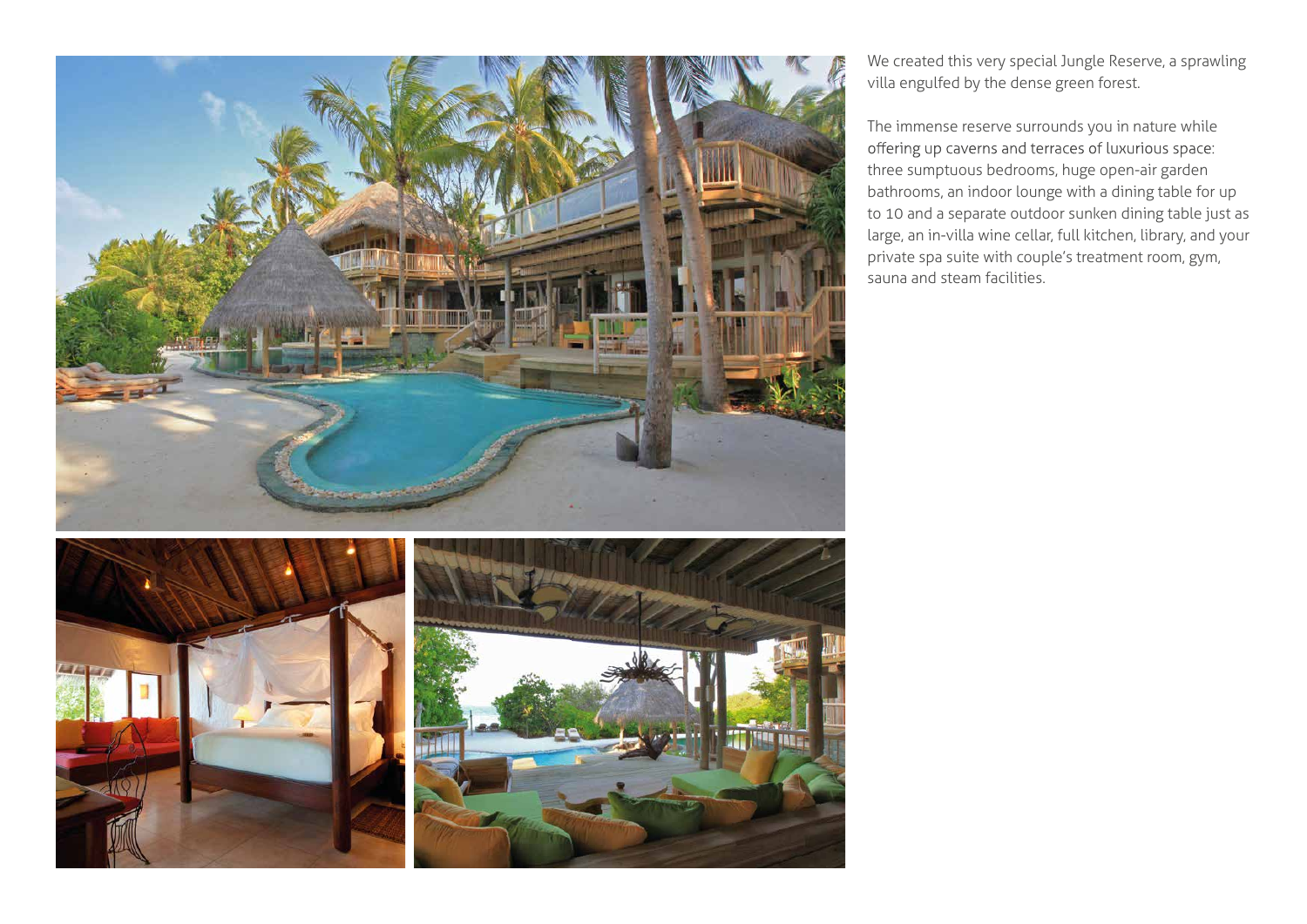We created this very special Jungle Reserve, a sprawling villa engulfed by the dense green forest.

The immense reserve surrounds you in nature while offering up caverns and terraces of luxurious space: three sumptuous bedrooms, huge open-air garden bathrooms, an indoor lounge with a dining table for up to 10 and a separate outdoor sunken dining table just as large, an in-villa wine cellar, full kitchen, library, and your private spa suite with couple's treatment room, gym, sauna and steam facilities.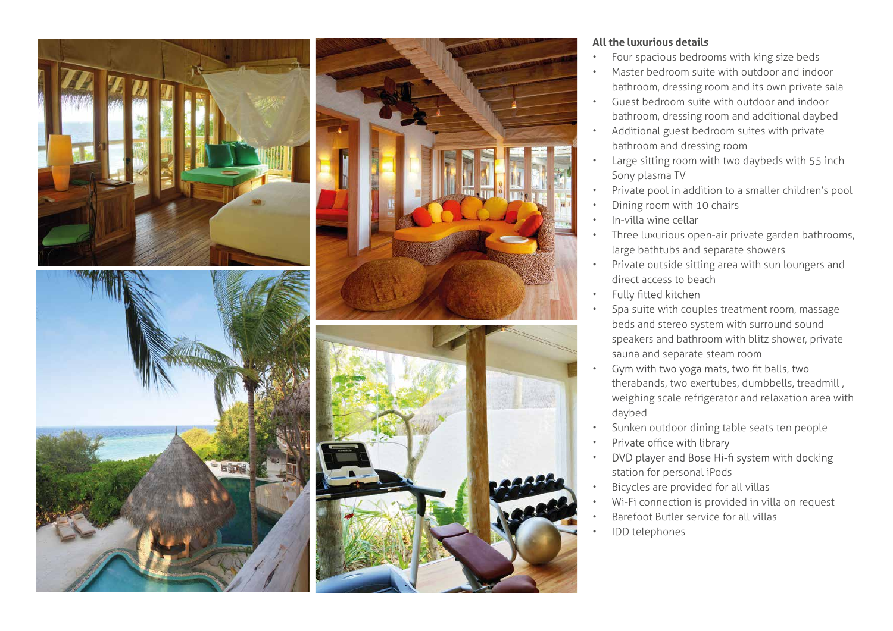**All the luxurious details**

- Four spacious bedrooms with king size beds
- Master bedroom suite with outdoor and indoor bathroom, dressing room and its own private sala
- Guest bedroom suite with outdoor and indoor bathroom, dressing room and additional daybed
- Additional guest bedroom suites with private bathroom and dressing room
- Large sitting room with two daybeds with 55 inch Sony plasma TV
- Private pool in addition to a smaller children's pool
- Dining room with 10 chairs
- In-villa wine cellar
- Three luxurious open-air private garden bathrooms, large bathtubs and separate showers
- Private outside sitting area with sun loungers and direct access to beach
- Fully fitted kitchen
- Spa suite with couples treatment room, massage beds and stereo system with surround sound speakers and bathroom with blitz shower, private sauna and separate steam room
- Gym with two yoga mats, two fit balls, two therabands, two exertubes, dumbbells, treadmill , weighing scale refrigerator and relaxation area with daybed
- Sunken outdoor dining table seats ten people
- Private office with library
- DVD player and Bose Hi-fi system with docking station for personal iPods
- Bicycles are provided for all villas
- Wi-Fi connection is provided in villa on request
- Barefoot Butler service for all villas
- IDD telephones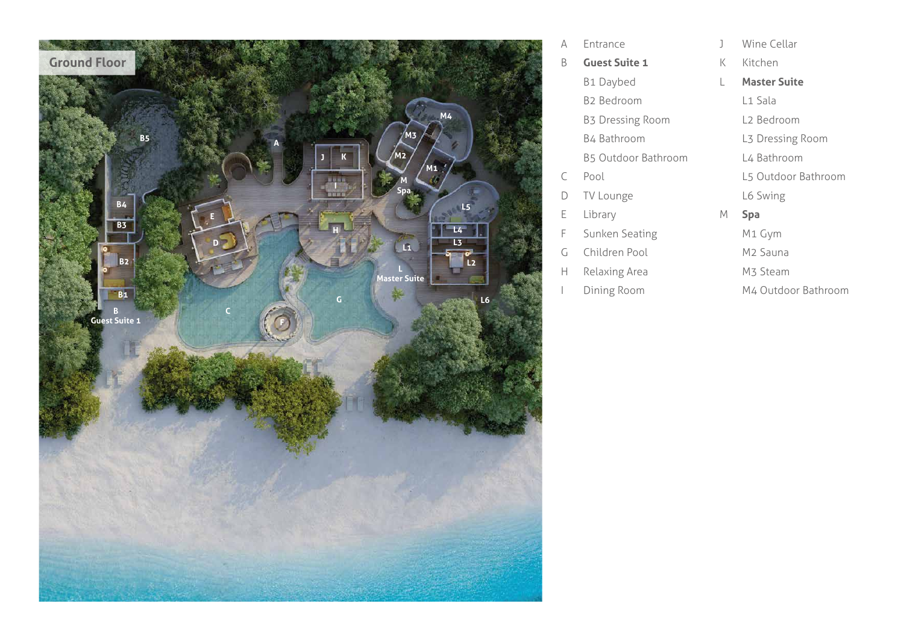## Ground Floor

- A Entrance
- B **Guest Suite 1**
  - B1 Daybed
  - B2 Bedroom
  - B3 Dressing Room
  - B4 Bathroom
  - B5 Outdoor Bathroom
- C Pool
- D TV Lounge
- E Library
- F Sunken Seating
- G Children Pool
- H Relaxing Area
- I Dining Room
- J Wine Cellar
- K Kitchen
- L **Master Suite**
  - L1 Sala
  - L2 Bedroom
  - L3 Dressing Room
  - L4 Bathroom
  - L5 Outdoor Bathroom
  - L6 Swing
- M **Spa**
  - M1 Gym
  - M2 Sauna
  - M3 Steam
  - M4 Outdoor Bathroom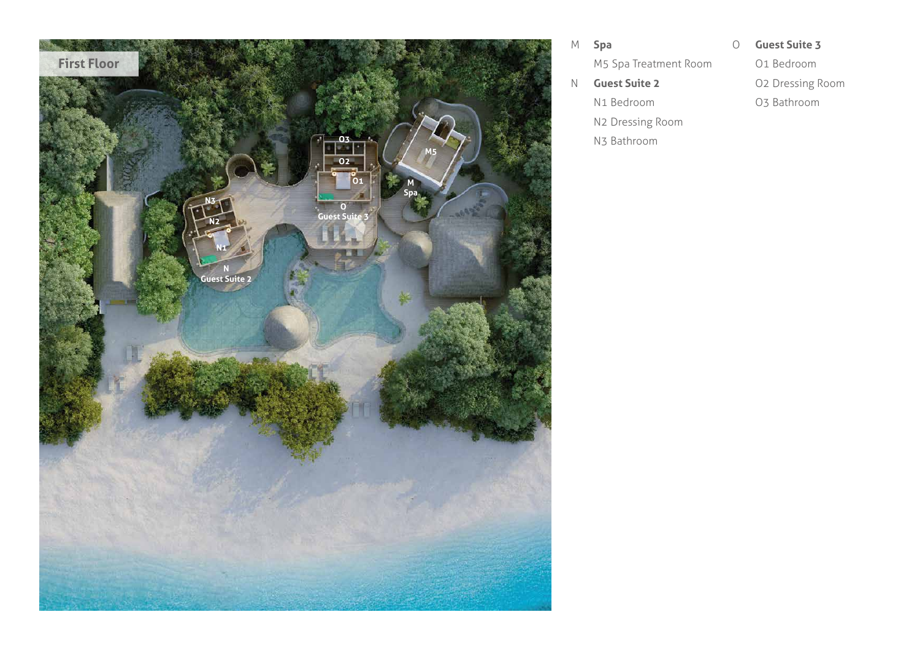First Floor

M **Spa**

- M5 Spa Treatment Room

N **Guest Suite 2**

- N1 Bedroom
- N2 Dressing Room
- N3 Bathroom

O **Guest Suite 3**

- O1 Bedroom
- O2 Dressing Room
- O3 Bathroom